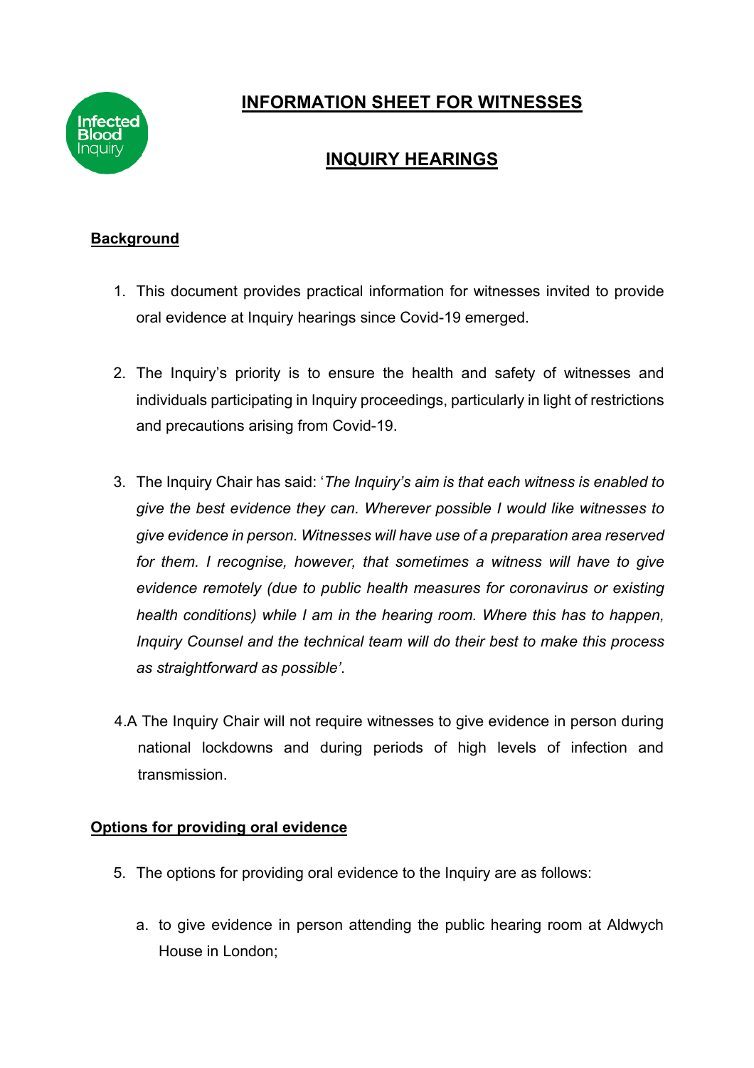# INFORMATION SHEET FOR WITNESSES

## INQUIRY HEARINGS

### Background

1. This document provides practical information for witnesses invited to provide oral evidence at Inquiry hearings since Covid-19 emerged.

2. The Inquiry's priority is to ensure the health and safety of witnesses and individuals participating in Inquiry proceedings, particularly in light of restrictions and precautions arising from Covid-19.

3. The Inquiry Chair has said: '*The Inquiry's aim is that each witness is enabled to give the best evidence they can. Wherever possible I would like witnesses to give evidence in person. Witnesses will have use of a preparation area reserved for them. I recognise, however, that sometimes a witness will have to give evidence remotely (due to public health measures for coronavirus or existing health conditions) while I am in the hearing room. Where this has to happen, Inquiry Counsel and the technical team will do their best to make this process as straightforward as possible*'.

4.A The Inquiry Chair will not require witnesses to give evidence in person during national lockdowns and during periods of high levels of infection and transmission.

### Options for providing oral evidence

5. The options for providing oral evidence to the Inquiry are as follows:

   a. to give evidence in person attending the public hearing room at Aldwych House in London;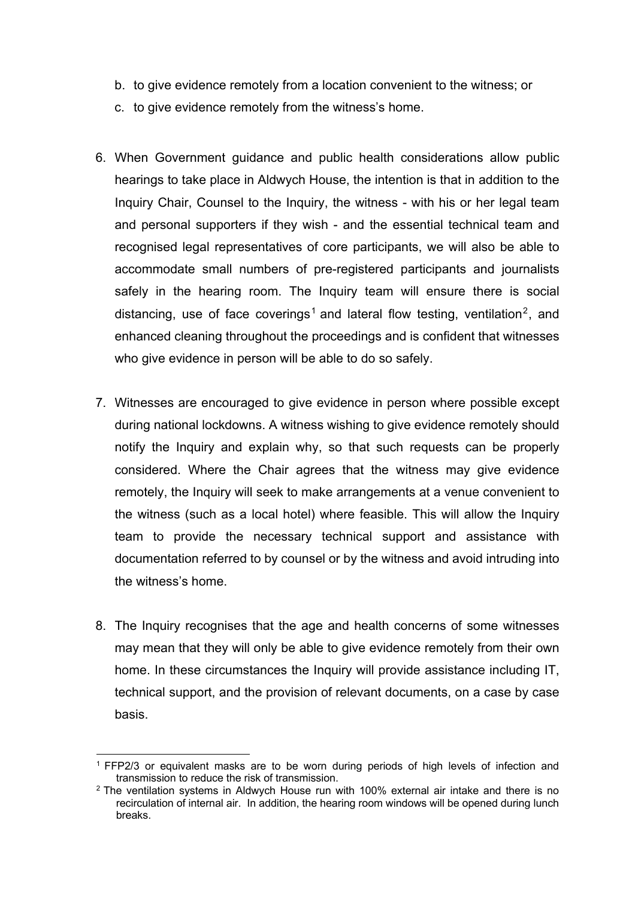b. to give evidence remotely from a location convenient to the witness; or

c. to give evidence remotely from the witness's home.

6. When Government guidance and public health considerations allow public hearings to take place in Aldwych House, the intention is that in addition to the Inquiry Chair, Counsel to the Inquiry, the witness - with his or her legal team and personal supporters if they wish - and the essential technical team and recognised legal representatives of core participants, we will also be able to accommodate small numbers of pre-registered participants and journalists safely in the hearing room. The Inquiry team will ensure there is social distancing, use of face coverings[1] and lateral flow testing, ventilation[2], and enhanced cleaning throughout the proceedings and is confident that witnesses who give evidence in person will be able to do so safely.

7. Witnesses are encouraged to give evidence in person where possible except during national lockdowns. A witness wishing to give evidence remotely should notify the Inquiry and explain why, so that such requests can be properly considered. Where the Chair agrees that the witness may give evidence remotely, the Inquiry will seek to make arrangements at a venue convenient to the witness (such as a local hotel) where feasible. This will allow the Inquiry team to provide the necessary technical support and assistance with documentation referred to by counsel or by the witness and avoid intruding into the witness's home.

8. The Inquiry recognises that the age and health concerns of some witnesses may mean that they will only be able to give evidence remotely from their own home. In these circumstances the Inquiry will provide assistance including IT, technical support, and the provision of relevant documents, on a case by case basis.

---

[1] FFP2/3 or equivalent masks are to be worn during periods of high levels of infection and transmission to reduce the risk of transmission.

[2] The ventilation systems in Aldwych House run with 100% external air intake and there is no recirculation of internal air. In addition, the hearing room windows will be opened during lunch breaks.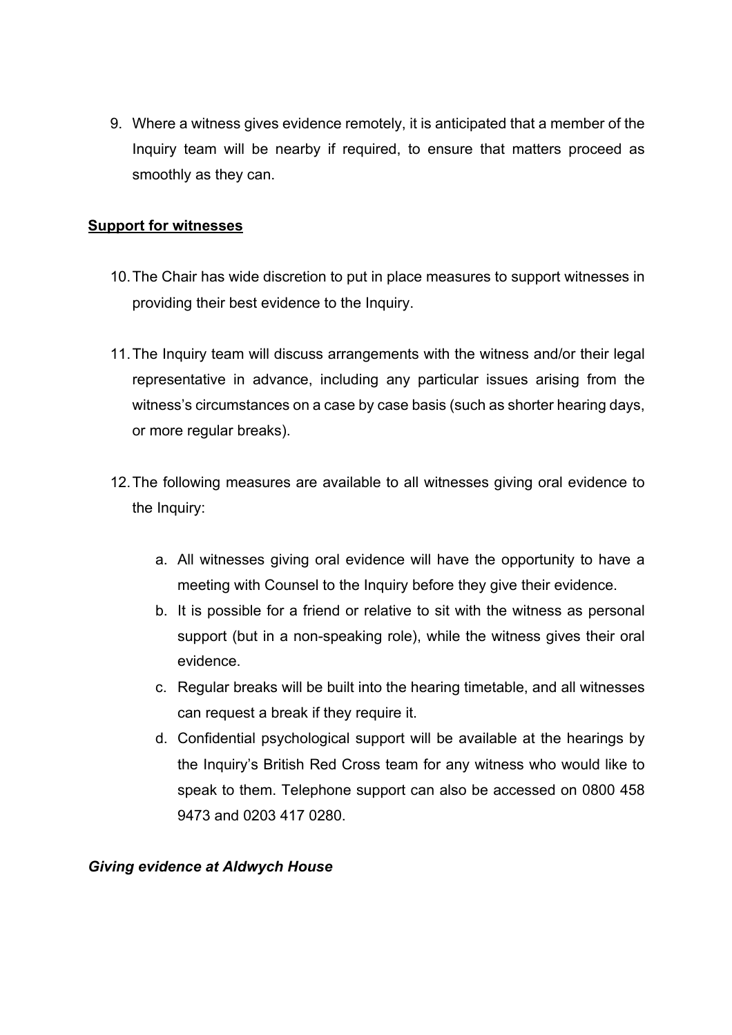9. Where a witness gives evidence remotely, it is anticipated that a member of the Inquiry team will be nearby if required, to ensure that matters proceed as smoothly as they can.

**Support for witnesses**

10. The Chair has wide discretion to put in place measures to support witnesses in providing their best evidence to the Inquiry.

11. The Inquiry team will discuss arrangements with the witness and/or their legal representative in advance, including any particular issues arising from the witness's circumstances on a case by case basis (such as shorter hearing days, or more regular breaks).

12. The following measures are available to all witnesses giving oral evidence to the Inquiry:

    a. All witnesses giving oral evidence will have the opportunity to have a meeting with Counsel to the Inquiry before they give their evidence.
    b. It is possible for a friend or relative to sit with the witness as personal support (but in a non-speaking role), while the witness gives their oral evidence.
    c. Regular breaks will be built into the hearing timetable, and all witnesses can request a break if they require it.
    d. Confidential psychological support will be available at the hearings by the Inquiry's British Red Cross team for any witness who would like to speak to them. Telephone support can also be accessed on 0800 458 9473 and 0203 417 0280.

***Giving evidence at Aldwych House***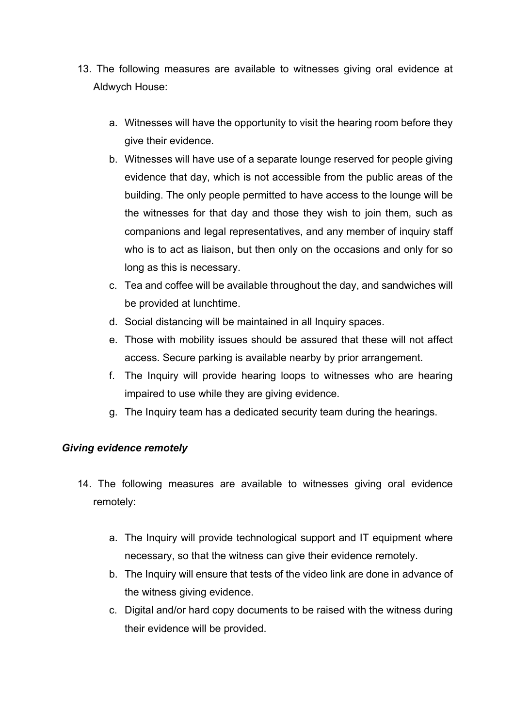13. The following measures are available to witnesses giving oral evidence at Aldwych House:

    a. Witnesses will have the opportunity to visit the hearing room before they give their evidence.
    b. Witnesses will have use of a separate lounge reserved for people giving evidence that day, which is not accessible from the public areas of the building. The only people permitted to have access to the lounge will be the witnesses for that day and those they wish to join them, such as companions and legal representatives, and any member of inquiry staff who is to act as liaison, but then only on the occasions and only for so long as this is necessary.
    c. Tea and coffee will be available throughout the day, and sandwiches will be provided at lunchtime.
    d. Social distancing will be maintained in all Inquiry spaces.
    e. Those with mobility issues should be assured that these will not affect access. Secure parking is available nearby by prior arrangement.
    f. The Inquiry will provide hearing loops to witnesses who are hearing impaired to use while they are giving evidence.
    g. The Inquiry team has a dedicated security team during the hearings.

***Giving evidence remotely***

14. The following measures are available to witnesses giving oral evidence remotely:

    a. The Inquiry will provide technological support and IT equipment where necessary, so that the witness can give their evidence remotely.
    b. The Inquiry will ensure that tests of the video link are done in advance of the witness giving evidence.
    c. Digital and/or hard copy documents to be raised with the witness during their evidence will be provided.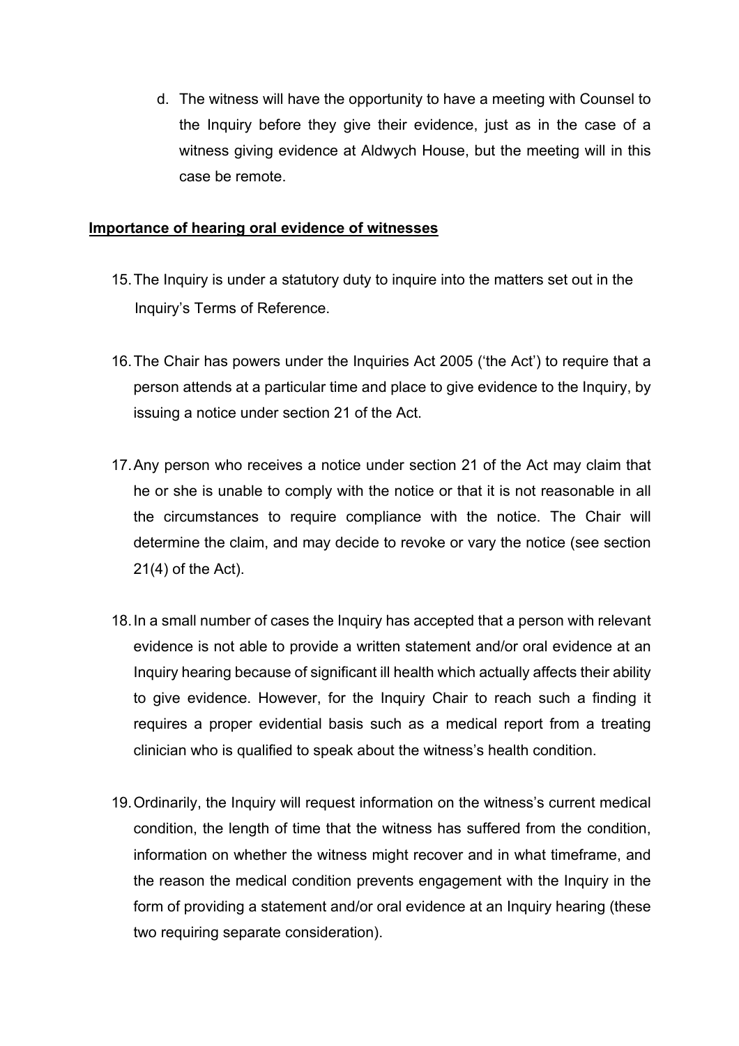d. The witness will have the opportunity to have a meeting with Counsel to the Inquiry before they give their evidence, just as in the case of a witness giving evidence at Aldwych House, but the meeting will in this case be remote.

**Importance of hearing oral evidence of witnesses**

15. The Inquiry is under a statutory duty to inquire into the matters set out in the Inquiry's Terms of Reference.

16. The Chair has powers under the Inquiries Act 2005 ('the Act') to require that a person attends at a particular time and place to give evidence to the Inquiry, by issuing a notice under section 21 of the Act.

17. Any person who receives a notice under section 21 of the Act may claim that he or she is unable to comply with the notice or that it is not reasonable in all the circumstances to require compliance with the notice. The Chair will determine the claim, and may decide to revoke or vary the notice (see section 21(4) of the Act).

18. In a small number of cases the Inquiry has accepted that a person with relevant evidence is not able to provide a written statement and/or oral evidence at an Inquiry hearing because of significant ill health which actually affects their ability to give evidence. However, for the Inquiry Chair to reach such a finding it requires a proper evidential basis such as a medical report from a treating clinician who is qualified to speak about the witness's health condition.

19. Ordinarily, the Inquiry will request information on the witness's current medical condition, the length of time that the witness has suffered from the condition, information on whether the witness might recover and in what timeframe, and the reason the medical condition prevents engagement with the Inquiry in the form of providing a statement and/or oral evidence at an Inquiry hearing (these two requiring separate consideration).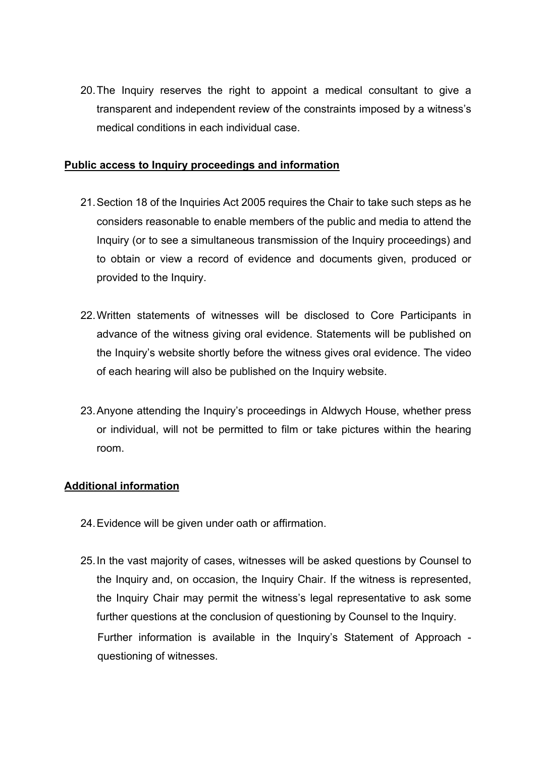20. The Inquiry reserves the right to appoint a medical consultant to give a transparent and independent review of the constraints imposed by a witness's medical conditions in each individual case.

**Public access to Inquiry proceedings and information**

21. Section 18 of the Inquiries Act 2005 requires the Chair to take such steps as he considers reasonable to enable members of the public and media to attend the Inquiry (or to see a simultaneous transmission of the Inquiry proceedings) and to obtain or view a record of evidence and documents given, produced or provided to the Inquiry.

22. Written statements of witnesses will be disclosed to Core Participants in advance of the witness giving oral evidence. Statements will be published on the Inquiry's website shortly before the witness gives oral evidence. The video of each hearing will also be published on the Inquiry website.

23. Anyone attending the Inquiry's proceedings in Aldwych House, whether press or individual, will not be permitted to film or take pictures within the hearing room.

**Additional information**

24. Evidence will be given under oath or affirmation.

25. In the vast majority of cases, witnesses will be asked questions by Counsel to the Inquiry and, on occasion, the Inquiry Chair. If the witness is represented, the Inquiry Chair may permit the witness's legal representative to ask some further questions at the conclusion of questioning by Counsel to the Inquiry.

    Further information is available in the Inquiry's Statement of Approach - questioning of witnesses.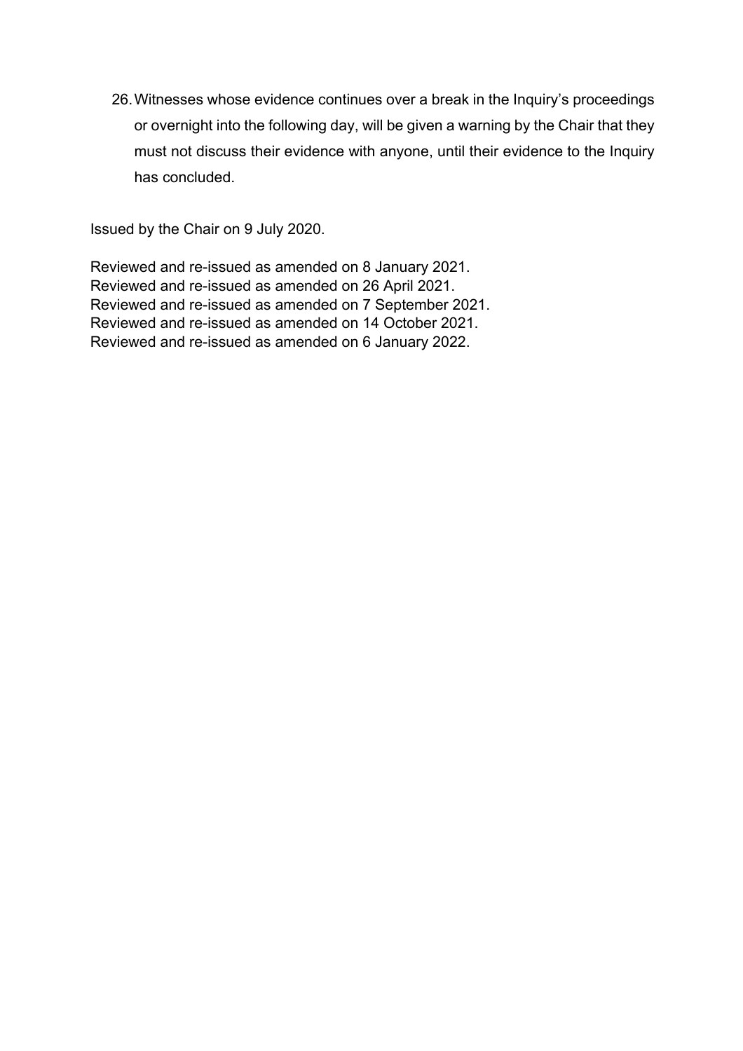26. Witnesses whose evidence continues over a break in the Inquiry's proceedings or overnight into the following day, will be given a warning by the Chair that they must not discuss their evidence with anyone, until their evidence to the Inquiry has concluded.

Issued by the Chair on 9 July 2020.

Reviewed and re-issued as amended on 8 January 2021.
Reviewed and re-issued as amended on 26 April 2021.
Reviewed and re-issued as amended on 7 September 2021.
Reviewed and re-issued as amended on 14 October 2021.
Reviewed and re-issued as amended on 6 January 2022.